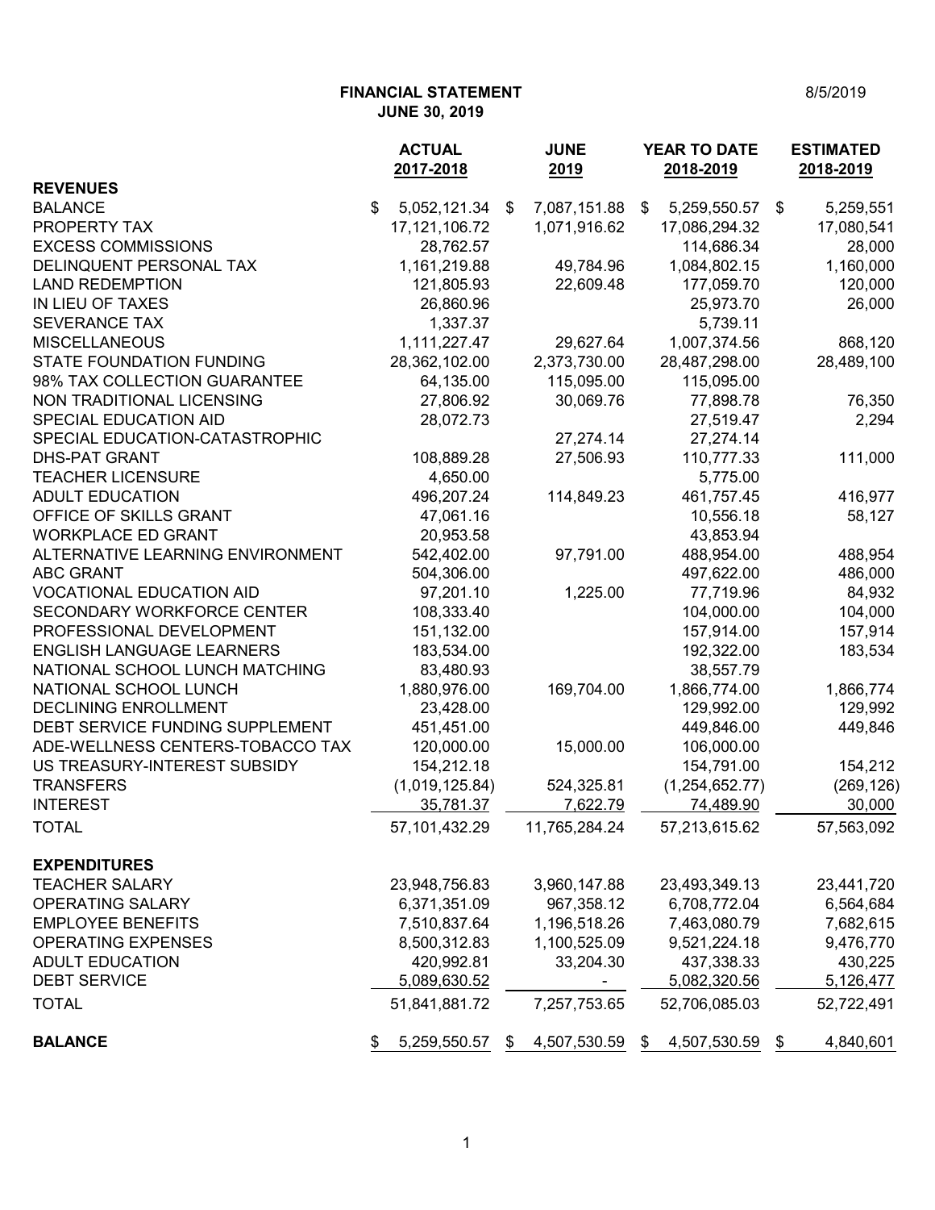**FINANCIAL STATEMENT**
**JUNE 30, 2019**

8/5/2019

| | ACTUAL 2017-2018 | JUNE 2019 | YEAR TO DATE 2018-2019 | ESTIMATED 2018-2019 |
|---|---|---|---|---|
| **REVENUES** | | | | |
| BALANCE | $ 5,052,121.34 | $ 7,087,151.88 | $ 5,259,550.57 | $ 5,259,551 |
| PROPERTY TAX | 17,121,106.72 | 1,071,916.62 | 17,086,294.32 | 17,080,541 |
| EXCESS COMMISSIONS | 28,762.57 | | 114,686.34 | 28,000 |
| DELINQUENT PERSONAL TAX | 1,161,219.88 | 49,784.96 | 1,084,802.15 | 1,160,000 |
| LAND REDEMPTION | 121,805.93 | 22,609.48 | 177,059.70 | 120,000 |
| IN LIEU OF TAXES | 26,860.96 | | 25,973.70 | 26,000 |
| SEVERANCE TAX | 1,337.37 | | 5,739.11 | |
| MISCELLANEOUS | 1,111,227.47 | 29,627.64 | 1,007,374.56 | 868,120 |
| STATE FOUNDATION FUNDING | 28,362,102.00 | 2,373,730.00 | 28,487,298.00 | 28,489,100 |
| 98% TAX COLLECTION GUARANTEE | 64,135.00 | 115,095.00 | 115,095.00 | |
| NON TRADITIONAL LICENSING | 27,806.92 | 30,069.76 | 77,898.78 | 76,350 |
| SPECIAL EDUCATION AID | 28,072.73 | | 27,519.47 | 2,294 |
| SPECIAL EDUCATION-CATASTROPHIC | | 27,274.14 | 27,274.14 | |
| DHS-PAT GRANT | 108,889.28 | 27,506.93 | 110,777.33 | 111,000 |
| TEACHER LICENSURE | 4,650.00 | | 5,775.00 | |
| ADULT EDUCATION | 496,207.24 | 114,849.23 | 461,757.45 | 416,977 |
| OFFICE OF SKILLS GRANT | 47,061.16 | | 10,556.18 | 58,127 |
| WORKPLACE ED GRANT | 20,953.58 | | 43,853.94 | |
| ALTERNATIVE LEARNING ENVIRONMENT | 542,402.00 | 97,791.00 | 488,954.00 | 488,954 |
| ABC GRANT | 504,306.00 | | 497,622.00 | 486,000 |
| VOCATIONAL EDUCATION AID | 97,201.10 | 1,225.00 | 77,719.96 | 84,932 |
| SECONDARY WORKFORCE CENTER | 108,333.40 | | 104,000.00 | 104,000 |
| PROFESSIONAL DEVELOPMENT | 151,132.00 | | 157,914.00 | 157,914 |
| ENGLISH LANGUAGE LEARNERS | 183,534.00 | | 192,322.00 | 183,534 |
| NATIONAL SCHOOL LUNCH MATCHING | 83,480.93 | | 38,557.79 | |
| NATIONAL SCHOOL LUNCH | 1,880,976.00 | 169,704.00 | 1,866,774.00 | 1,866,774 |
| DECLINING ENROLLMENT | 23,428.00 | | 129,992.00 | 129,992 |
| DEBT SERVICE FUNDING SUPPLEMENT | 451,451.00 | | 449,846.00 | 449,846 |
| ADE-WELLNESS CENTERS-TOBACCO TAX | 120,000.00 | 15,000.00 | 106,000.00 | |
| US TREASURY-INTEREST SUBSIDY | 154,212.18 | | 154,791.00 | 154,212 |
| TRANSFERS | (1,019,125.84) | 524,325.81 | (1,254,652.77) | (269,126) |
| INTEREST | 35,781.37 | 7,622.79 | 74,489.90 | 30,000 |
| TOTAL | 57,101,432.29 | 11,765,284.24 | 57,213,615.62 | 57,563,092 |
| **EXPENDITURES** | | | | |
| TEACHER SALARY | 23,948,756.83 | 3,960,147.88 | 23,493,349.13 | 23,441,720 |
| OPERATING SALARY | 6,371,351.09 | 967,358.12 | 6,708,772.04 | 6,564,684 |
| EMPLOYEE BENEFITS | 7,510,837.64 | 1,196,518.26 | 7,463,080.79 | 7,682,615 |
| OPERATING EXPENSES | 8,500,312.83 | 1,100,525.09 | 9,521,224.18 | 9,476,770 |
| ADULT EDUCATION | 420,992.81 | 33,204.30 | 437,338.33 | 430,225 |
| DEBT SERVICE | 5,089,630.52 | - | 5,082,320.56 | 5,126,477 |
| TOTAL | 51,841,881.72 | 7,257,753.65 | 52,706,085.03 | 52,722,491 |
| **BALANCE** | $ 5,259,550.57 | $ 4,507,530.59 | $ 4,507,530.59 | $ 4,840,601 |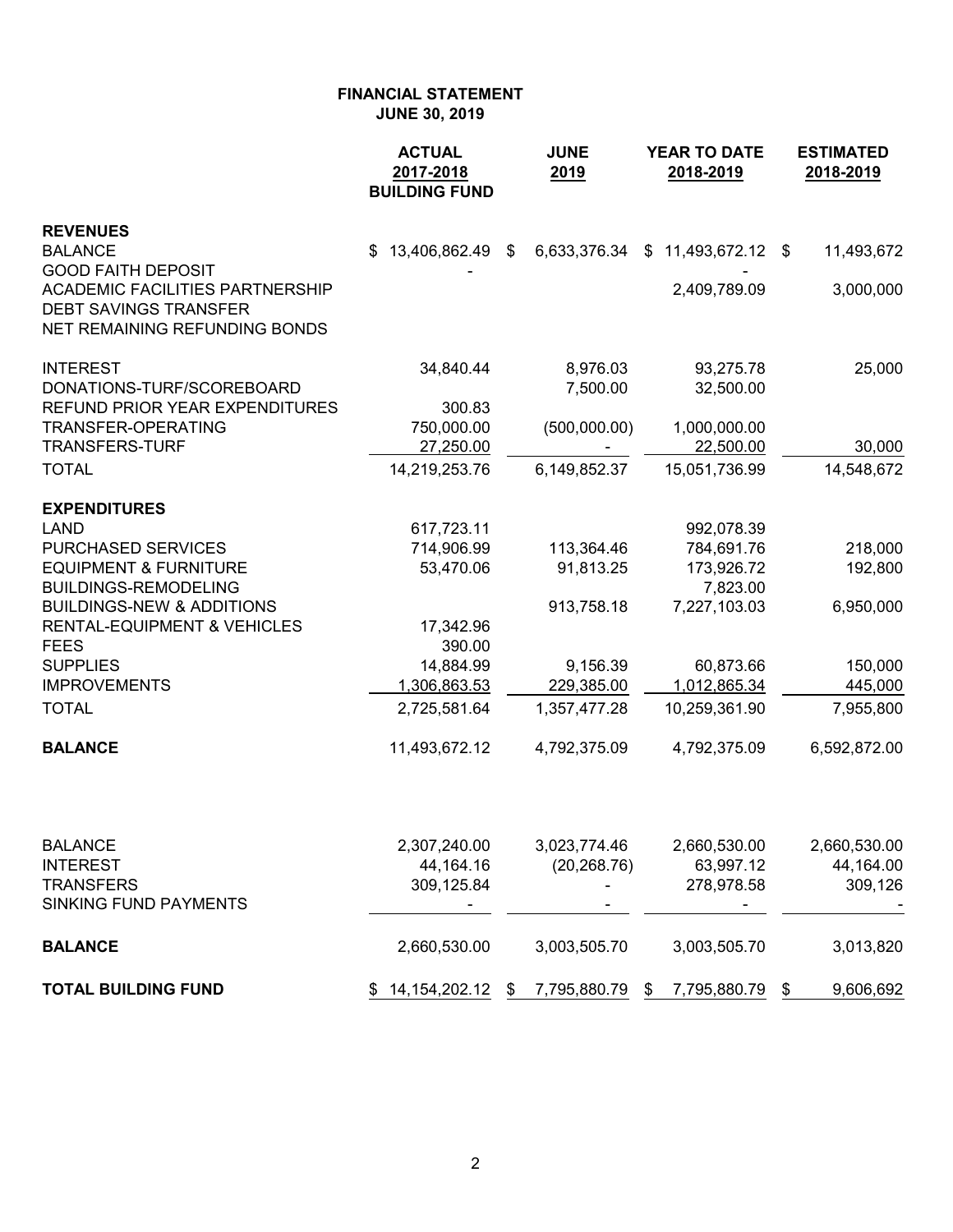**FINANCIAL STATEMENT**
**JUNE 30, 2019**

| | ACTUAL 2017-2018 BUILDING FUND | JUNE 2019 | YEAR TO DATE 2018-2019 | ESTIMATED 2018-2019 |
|---|---|---|---|---|
| **REVENUES** | | | | |
| BALANCE | $ 13,406,862.49 | $ 6,633,376.34 | $ 11,493,672.12 | $ 11,493,672 |
| GOOD FAITH DEPOSIT | - | | - | |
| ACADEMIC FACILITIES PARTNERSHIP | | | 2,409,789.09 | 3,000,000 |
| DEBT SAVINGS TRANSFER | | | | |
| NET REMAINING REFUNDING BONDS | | | | |
| INTEREST | 34,840.44 | 8,976.03 | 93,275.78 | 25,000 |
| DONATIONS-TURF/SCOREBOARD | | 7,500.00 | 32,500.00 | |
| REFUND PRIOR YEAR EXPENDITURES | 300.83 | | | |
| TRANSFER-OPERATING | 750,000.00 | (500,000.00) | 1,000,000.00 | |
| TRANSFERS-TURF | 27,250.00 | - | 22,500.00 | 30,000 |
| TOTAL | 14,219,253.76 | 6,149,852.37 | 15,051,736.99 | 14,548,672 |
| **EXPENDITURES** | | | | |
| LAND | 617,723.11 | | 992,078.39 | |
| PURCHASED SERVICES | 714,906.99 | 113,364.46 | 784,691.76 | 218,000 |
| EQUIPMENT & FURNITURE | 53,470.06 | 91,813.25 | 173,926.72 | 192,800 |
| BUILDINGS-REMODELING | | | 7,823.00 | |
| BUILDINGS-NEW & ADDITIONS | | 913,758.18 | 7,227,103.03 | 6,950,000 |
| RENTAL-EQUIPMENT & VEHICLES | 17,342.96 | | | |
| FEES | 390.00 | | | |
| SUPPLIES | 14,884.99 | 9,156.39 | 60,873.66 | 150,000 |
| IMPROVEMENTS | 1,306,863.53 | 229,385.00 | 1,012,865.34 | 445,000 |
| TOTAL | 2,725,581.64 | 1,357,477.28 | 10,259,361.90 | 7,955,800 |
| **BALANCE** | 11,493,672.12 | 4,792,375.09 | 4,792,375.09 | 6,592,872.00 |
| | | | | |
| BALANCE | 2,307,240.00 | 3,023,774.46 | 2,660,530.00 | 2,660,530.00 |
| INTEREST | 44,164.16 | (20,268.76) | 63,997.12 | 44,164.00 |
| TRANSFERS | 309,125.84 | - | 278,978.58 | 309,126 |
| SINKING FUND PAYMENTS | - | - | - | - |
| **BALANCE** | 2,660,530.00 | 3,003,505.70 | 3,003,505.70 | 3,013,820 |
| **TOTAL BUILDING FUND** | $ 14,154,202.12 | $ 7,795,880.79 | $ 7,795,880.79 | $ 9,606,692 |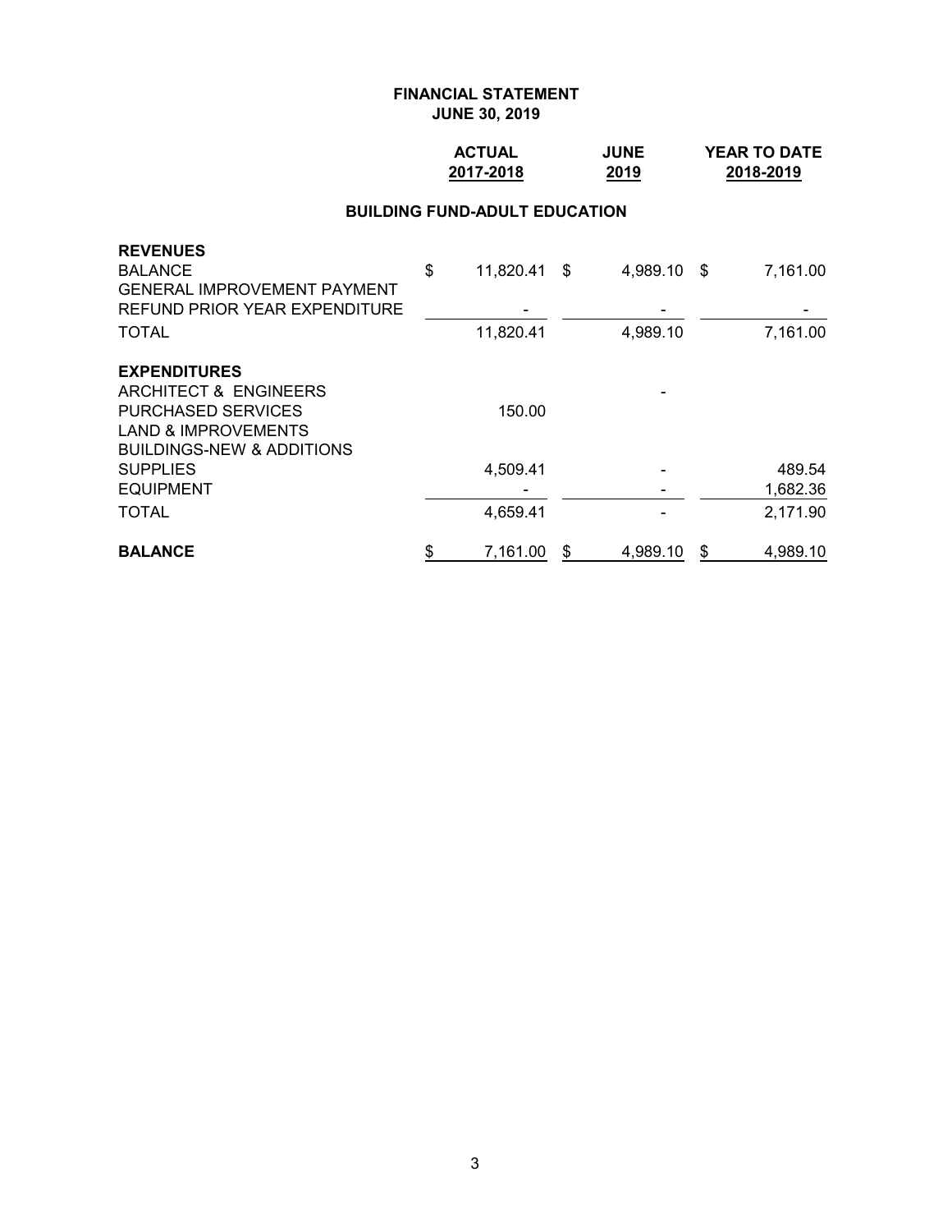**FINANCIAL STATEMENT**
**JUNE 30, 2019**

## BUILDING FUND-ADULT EDUCATION

| | ACTUAL 2017-2018 | JUNE 2019 | YEAR TO DATE 2018-2019 |
|---|---|---|---|
| **REVENUES** | | | |
| BALANCE | $ 11,820.41 | $ 4,989.10 | $ 7,161.00 |
| GENERAL IMPROVEMENT PAYMENT | | | |
| REFUND PRIOR YEAR EXPENDITURE | - | - | - |
| TOTAL | 11,820.41 | 4,989.10 | 7,161.00 |
| **EXPENDITURES** | | | |
| ARCHITECT & ENGINEERS | | - | |
| PURCHASED SERVICES | 150.00 | | |
| LAND & IMPROVEMENTS | | | |
| BUILDINGS-NEW & ADDITIONS | | | |
| SUPPLIES | 4,509.41 | - | 489.54 |
| EQUIPMENT | - | - | 1,682.36 |
| TOTAL | 4,659.41 | - | 2,171.90 |
| **BALANCE** | $ 7,161.00 | $ 4,989.10 | $ 4,989.10 |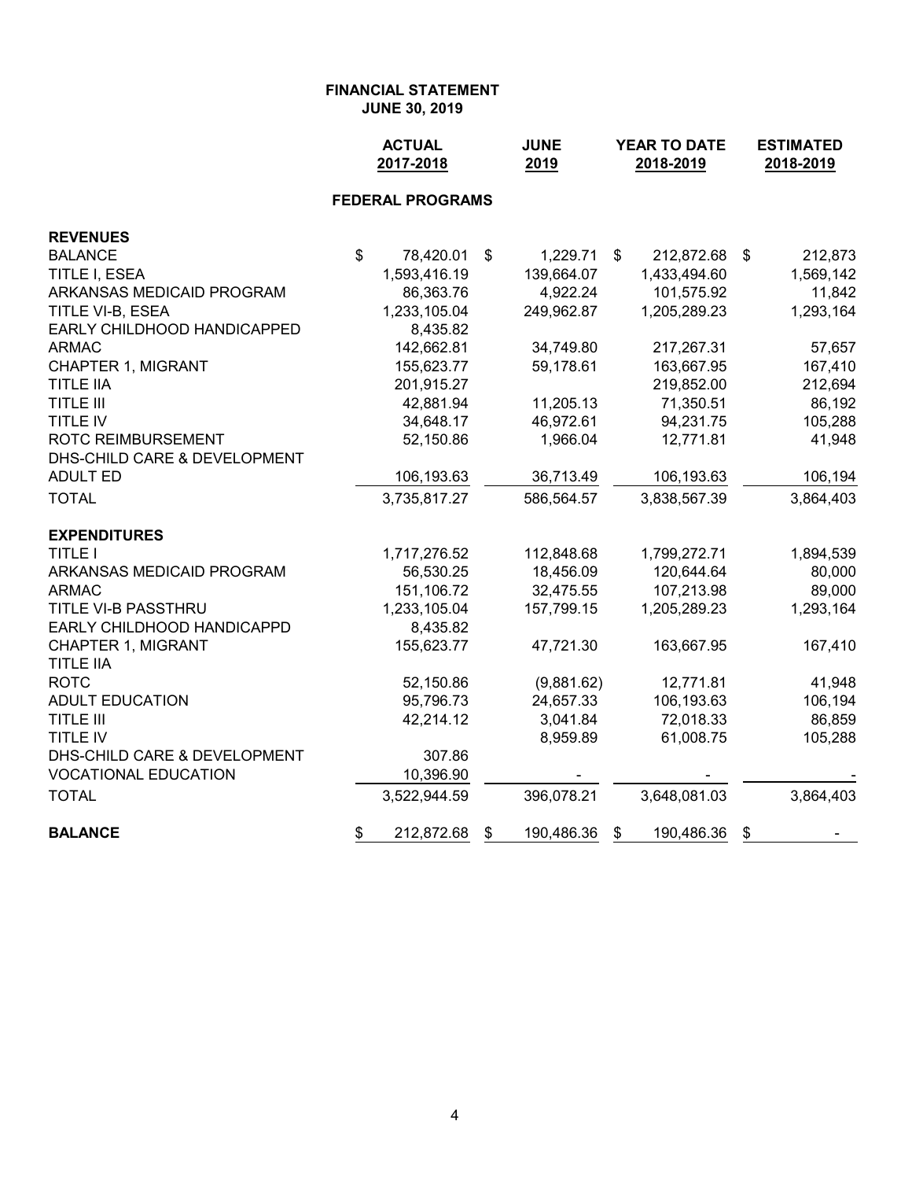**FINANCIAL STATEMENT**
**JUNE 30, 2019**

| | ACTUAL 2017-2018 | JUNE 2019 | YEAR TO DATE 2018-2019 | ESTIMATED 2018-2019 |
|---|---|---|---|---|
| **FEDERAL PROGRAMS** | | | | |
| **REVENUES** | | | | |
| BALANCE | $ 78,420.01 | $ 1,229.71 | $ 212,872.68 | $ 212,873 |
| TITLE I, ESEA | 1,593,416.19 | 139,664.07 | 1,433,494.60 | 1,569,142 |
| ARKANSAS MEDICAID PROGRAM | 86,363.76 | 4,922.24 | 101,575.92 | 11,842 |
| TITLE VI-B, ESEA | 1,233,105.04 | 249,962.87 | 1,205,289.23 | 1,293,164 |
| EARLY CHILDHOOD HANDICAPPED | 8,435.82 | | | |
| ARMAC | 142,662.81 | 34,749.80 | 217,267.31 | 57,657 |
| CHAPTER 1, MIGRANT | 155,623.77 | 59,178.61 | 163,667.95 | 167,410 |
| TITLE IIA | 201,915.27 | | 219,852.00 | 212,694 |
| TITLE III | 42,881.94 | 11,205.13 | 71,350.51 | 86,192 |
| TITLE IV | 34,648.17 | 46,972.61 | 94,231.75 | 105,288 |
| ROTC REIMBURSEMENT | 52,150.86 | 1,966.04 | 12,771.81 | 41,948 |
| DHS-CHILD CARE & DEVELOPMENT | | | | |
| ADULT ED | 106,193.63 | 36,713.49 | 106,193.63 | 106,194 |
| TOTAL | 3,735,817.27 | 586,564.57 | 3,838,567.39 | 3,864,403 |
| **EXPENDITURES** | | | | |
| TITLE I | 1,717,276.52 | 112,848.68 | 1,799,272.71 | 1,894,539 |
| ARKANSAS MEDICAID PROGRAM | 56,530.25 | 18,456.09 | 120,644.64 | 80,000 |
| ARMAC | 151,106.72 | 32,475.55 | 107,213.98 | 89,000 |
| TITLE VI-B PASSTHRU | 1,233,105.04 | 157,799.15 | 1,205,289.23 | 1,293,164 |
| EARLY CHILDHOOD HANDICAPPD | 8,435.82 | | | |
| CHAPTER 1, MIGRANT | 155,623.77 | 47,721.30 | 163,667.95 | 167,410 |
| TITLE IIA | | | | |
| ROTC | 52,150.86 | (9,881.62) | 12,771.81 | 41,948 |
| ADULT EDUCATION | 95,796.73 | 24,657.33 | 106,193.63 | 106,194 |
| TITLE III | 42,214.12 | 3,041.84 | 72,018.33 | 86,859 |
| TITLE IV | | 8,959.89 | 61,008.75 | 105,288 |
| DHS-CHILD CARE & DEVELOPMENT | 307.86 | | | |
| VOCATIONAL EDUCATION | 10,396.90 | - | - | - |
| TOTAL | 3,522,944.59 | 396,078.21 | 3,648,081.03 | 3,864,403 |
| **BALANCE** | $ 212,872.68 | $ 190,486.36 | $ 190,486.36 | $ - |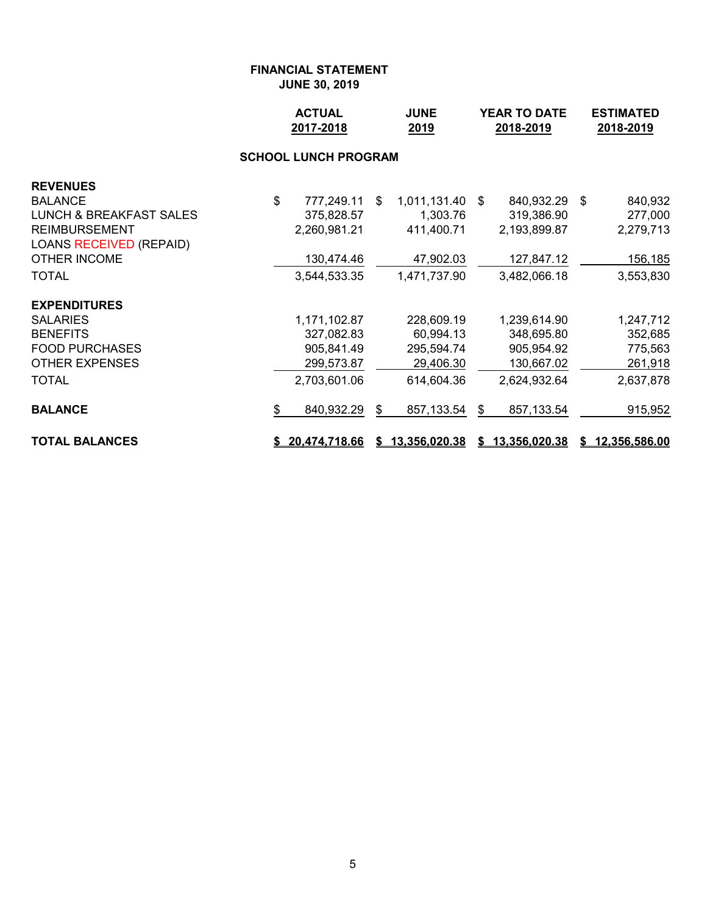**FINANCIAL STATEMENT**
**JUNE 30, 2019**

| | ACTUAL 2017-2018 | JUNE 2019 | YEAR TO DATE 2018-2019 | ESTIMATED 2018-2019 |
|---|---|---|---|---|
| **SCHOOL LUNCH PROGRAM** | | | | |
| **REVENUES** | | | | |
| BALANCE | $ 777,249.11 | $ 1,011,131.40 | $ 840,932.29 | $ 840,932 |
| LUNCH & BREAKFAST SALES | 375,828.57 | 1,303.76 | 319,386.90 | 277,000 |
| REIMBURSEMENT | 2,260,981.21 | 411,400.71 | 2,193,899.87 | 2,279,713 |
| LOANS RECEIVED (REPAID) | | | | |
| OTHER INCOME | 130,474.46 | 47,902.03 | 127,847.12 | 156,185 |
| TOTAL | 3,544,533.35 | 1,471,737.90 | 3,482,066.18 | 3,553,830 |
| **EXPENDITURES** | | | | |
| SALARIES | 1,171,102.87 | 228,609.19 | 1,239,614.90 | 1,247,712 |
| BENEFITS | 327,082.83 | 60,994.13 | 348,695.80 | 352,685 |
| FOOD PURCHASES | 905,841.49 | 295,594.74 | 905,954.92 | 775,563 |
| OTHER EXPENSES | 299,573.87 | 29,406.30 | 130,667.02 | 261,918 |
| TOTAL | 2,703,601.06 | 614,604.36 | 2,624,932.64 | 2,637,878 |
| **BALANCE** | $ 840,932.29 | $ 857,133.54 | $ 857,133.54 | 915,952 |
| **TOTAL BALANCES** | **$ 20,474,718.66** | **$ 13,356,020.38** | **$ 13,356,020.38** | **$ 12,356,586.00** |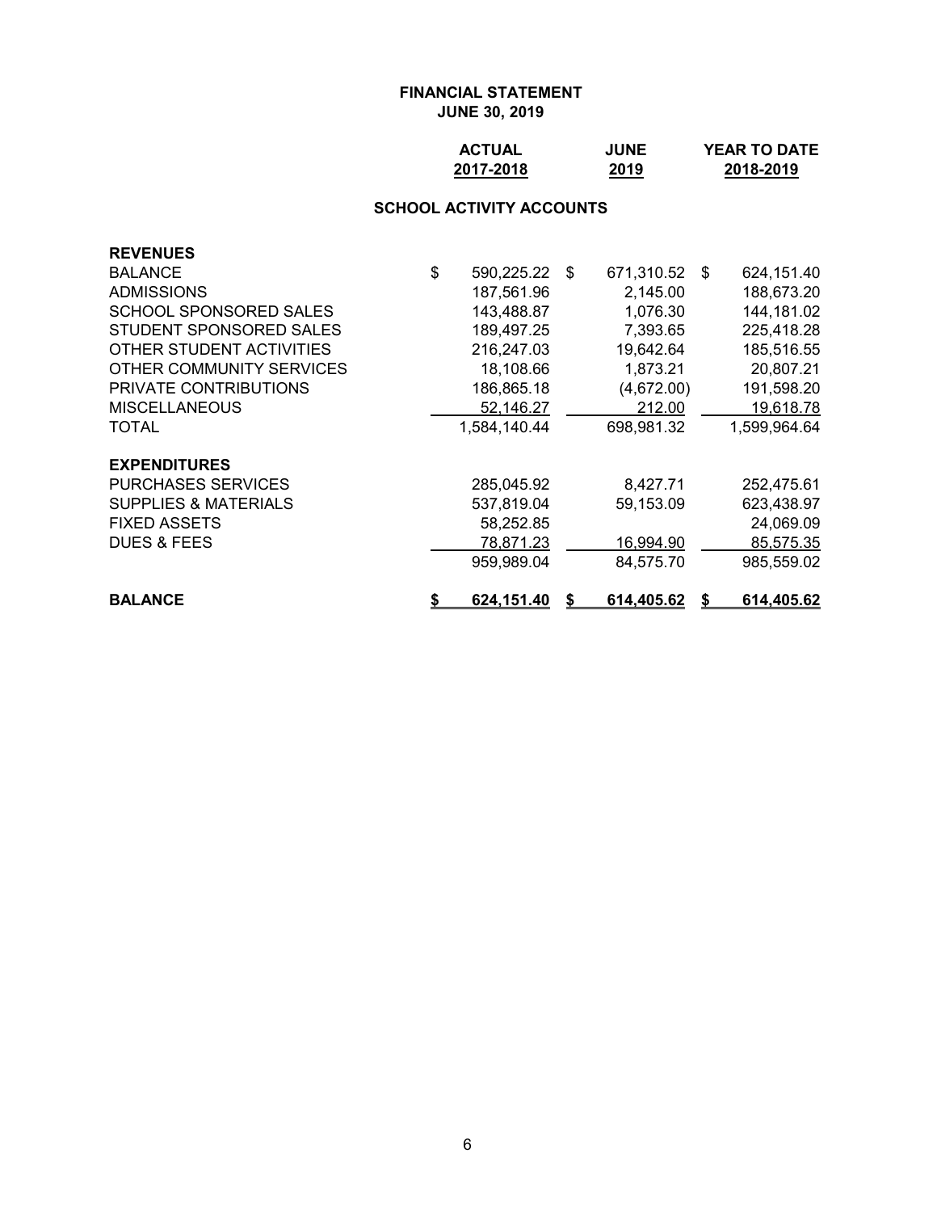**FINANCIAL STATEMENT**
**JUNE 30, 2019**

**SCHOOL ACTIVITY ACCOUNTS**

| | ACTUAL 2017-2018 | JUNE 2019 | YEAR TO DATE 2018-2019 |
|---|---|---|---|
| **REVENUES** | | | |
| BALANCE | $ 590,225.22 | $ 671,310.52 | $ 624,151.40 |
| ADMISSIONS | 187,561.96 | 2,145.00 | 188,673.20 |
| SCHOOL SPONSORED SALES | 143,488.87 | 1,076.30 | 144,181.02 |
| STUDENT SPONSORED SALES | 189,497.25 | 7,393.65 | 225,418.28 |
| OTHER STUDENT ACTIVITIES | 216,247.03 | 19,642.64 | 185,516.55 |
| OTHER COMMUNITY SERVICES | 18,108.66 | 1,873.21 | 20,807.21 |
| PRIVATE CONTRIBUTIONS | 186,865.18 | (4,672.00) | 191,598.20 |
| MISCELLANEOUS | 52,146.27 | 212.00 | 19,618.78 |
| TOTAL | 1,584,140.44 | 698,981.32 | 1,599,964.64 |
| **EXPENDITURES** | | | |
| PURCHASES SERVICES | 285,045.92 | 8,427.71 | 252,475.61 |
| SUPPLIES & MATERIALS | 537,819.04 | 59,153.09 | 623,438.97 |
| FIXED ASSETS | 58,252.85 | | 24,069.09 |
| DUES & FEES | 78,871.23 | 16,994.90 | 85,575.35 |
| | 959,989.04 | 84,575.70 | 985,559.02 |
| **BALANCE** | **$ 624,151.40** | **$ 614,405.62** | **$ 614,405.62** |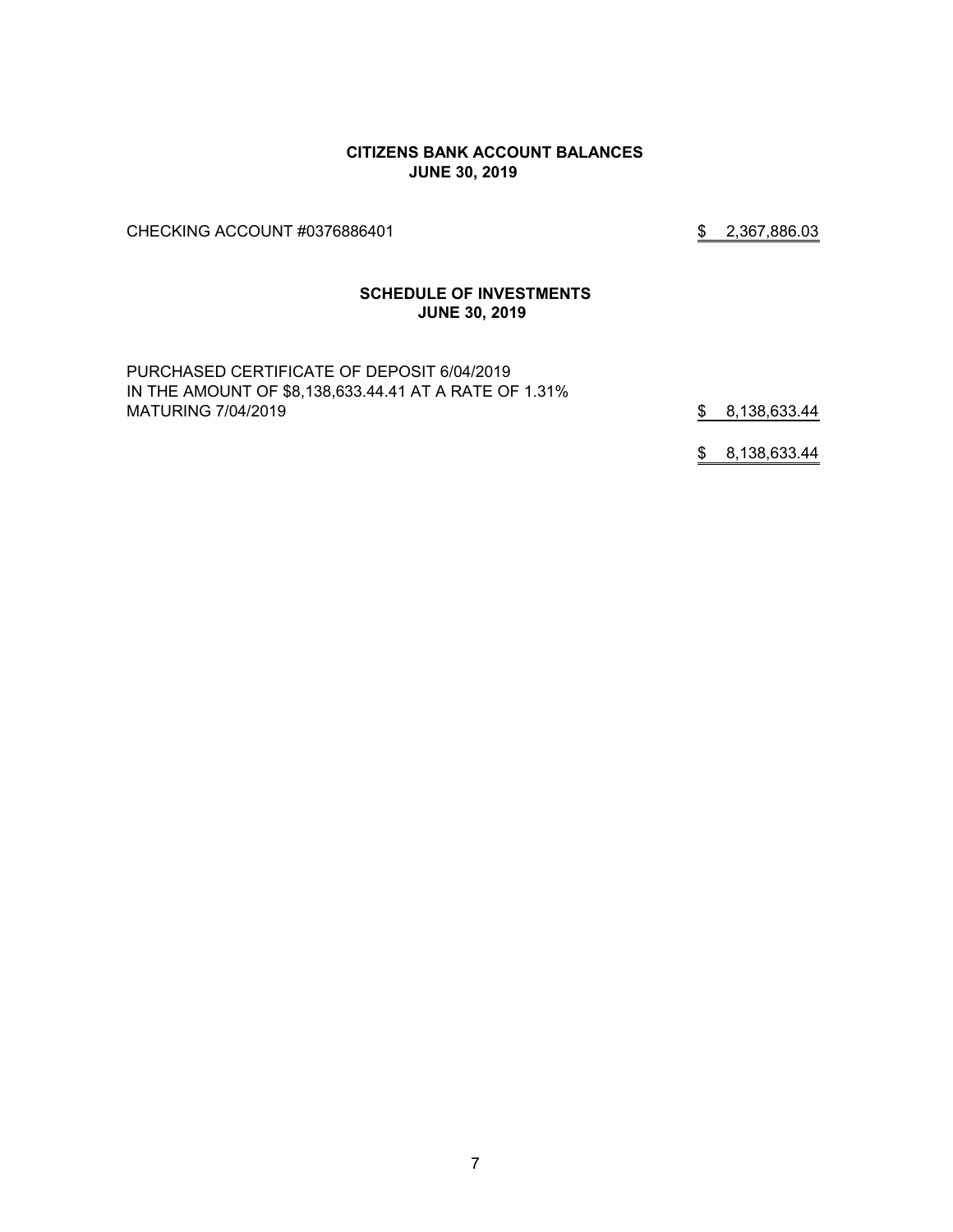**CITIZENS BANK ACCOUNT BALANCES**
**JUNE 30, 2019**

| | |
|---|---|
| CHECKING ACCOUNT #0376886401 | $ 2,367,886.03 |

**SCHEDULE OF INVESTMENTS**
**JUNE 30, 2019**

| | |
|---|---|
| PURCHASED CERTIFICATE OF DEPOSIT 6/04/2019 IN THE AMOUNT OF $8,138,633.44.41 AT A RATE OF 1.31% MATURING 7/04/2019 | $ 8,138,633.44 |
| | $ 8,138,633.44 |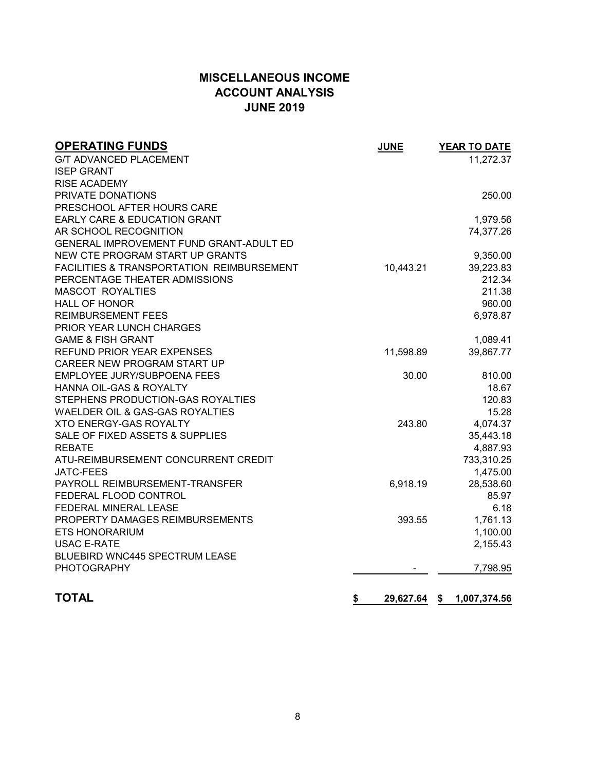# MISCELLANEOUS INCOME
## ACCOUNT ANALYSIS
## JUNE 2019

| **OPERATING FUNDS** | **JUNE** | **YEAR TO DATE** |
|---|---|---|
| G/T ADVANCED PLACEMENT | | 11,272.37 |
| ISEP GRANT | | |
| RISE ACADEMY | | |
| PRIVATE DONATIONS | | 250.00 |
| PRESCHOOL AFTER HOURS CARE | | |
| EARLY CARE & EDUCATION GRANT | | 1,979.56 |
| AR SCHOOL RECOGNITION | | 74,377.26 |
| GENERAL IMPROVEMENT FUND GRANT-ADULT ED | | |
| NEW CTE PROGRAM START UP GRANTS | | 9,350.00 |
| FACILITIES & TRANSPORTATION REIMBURSEMENT | 10,443.21 | 39,223.83 |
| PERCENTAGE THEATER ADMISSIONS | | 212.34 |
| MASCOT ROYALTIES | | 211.38 |
| HALL OF HONOR | | 960.00 |
| REIMBURSEMENT FEES | | 6,978.87 |
| PRIOR YEAR LUNCH CHARGES | | |
| GAME & FISH GRANT | | 1,089.41 |
| REFUND PRIOR YEAR EXPENSES | 11,598.89 | 39,867.77 |
| CAREER NEW PROGRAM START UP | | |
| EMPLOYEE JURY/SUBPOENA FEES | 30.00 | 810.00 |
| HANNA OIL-GAS & ROYALTY | | 18.67 |
| STEPHENS PRODUCTION-GAS ROYALTIES | | 120.83 |
| WAELDER OIL & GAS-GAS ROYALTIES | | 15.28 |
| XTO ENERGY-GAS ROYALTY | 243.80 | 4,074.37 |
| SALE OF FIXED ASSETS & SUPPLIES | | 35,443.18 |
| REBATE | | 4,887.93 |
| ATU-REIMBURSEMENT CONCURRENT CREDIT | | 733,310.25 |
| JATC-FEES | | 1,475.00 |
| PAYROLL REIMBURSEMENT-TRANSFER | 6,918.19 | 28,538.60 |
| FEDERAL FLOOD CONTROL | | 85.97 |
| FEDERAL MINERAL LEASE | | 6.18 |
| PROPERTY DAMAGES REIMBURSEMENTS | 393.55 | 1,761.13 |
| ETS HONORARIUM | | 1,100.00 |
| USAC E-RATE | | 2,155.43 |
| BLUEBIRD WNC445 SPECTRUM LEASE | | |
| PHOTOGRAPHY | - | 7,798.95 |
| **TOTAL** | **$ 29,627.64** | **$ 1,007,374.56** |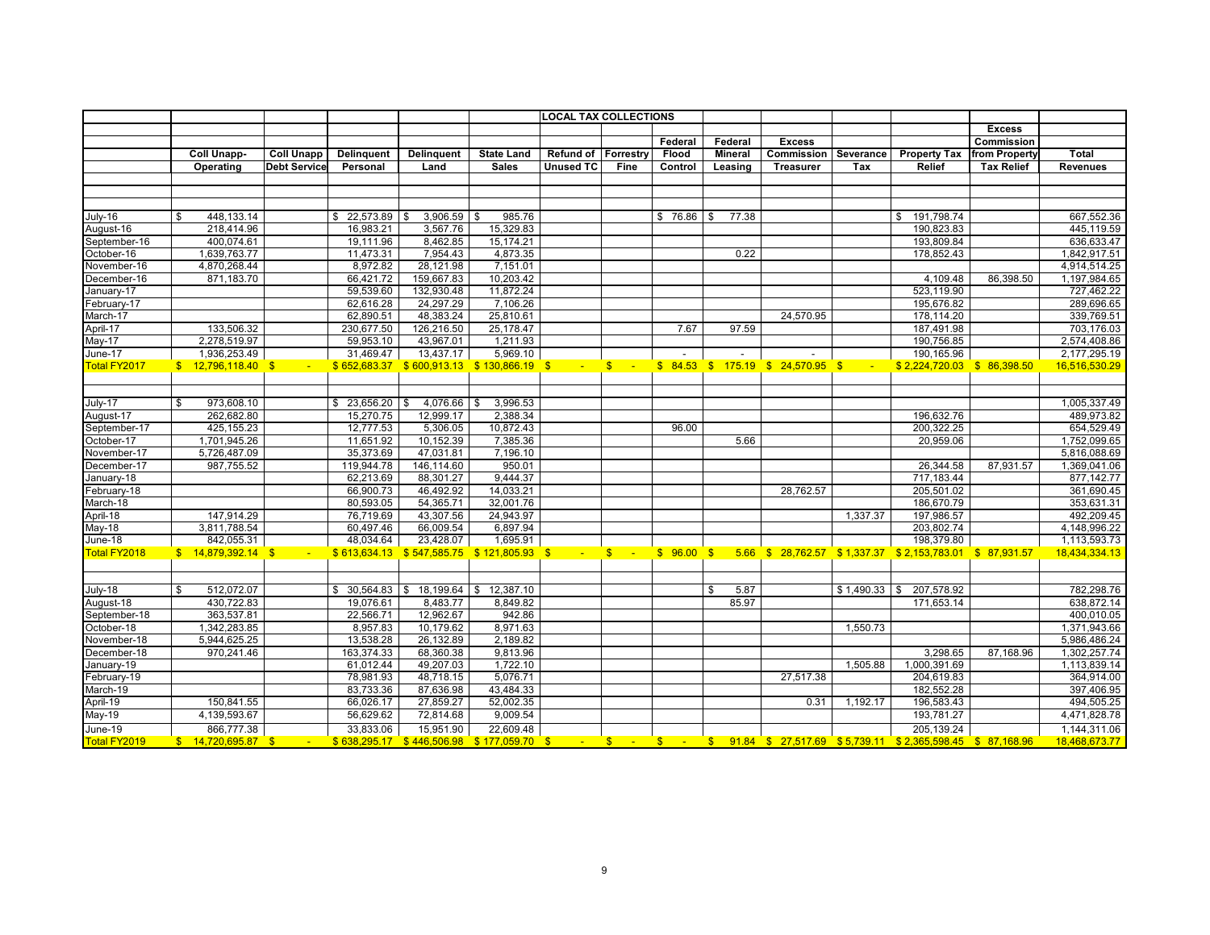LOCAL TAX COLLECTIONS

| | Coll Unapp-Operating | Coll Unapp Debt Service | Delinquent Personal | Delinquent Land | State Land Sales | Refund of Unused TC | Forrestry Fine | Federal Flood Control | Federal Mineral Leasing | Excess Commission Treasurer | Severance Tax | Property Tax Relief | Excess Commission from Property Tax Relief | Total Revenues |
|---|---|---|---|---|---|---|---|---|---|---|---|---|---|---|
| July-16 | $ 448,133.14 | | $ 22,573.89 | $ 3,906.59 | $ 985.76 | | | $ 76.86 | $ 77.38 | | | $ 191,798.74 | | 667,552.36 |
| August-16 | 218,414.96 | | 16,983.21 | 3,567.76 | 15,329.83 | | | | | | | 190,823.83 | | 445,119.59 |
| September-16 | 400,074.61 | | 19,111.96 | 8,462.85 | 15,174.21 | | | | | | | 193,809.84 | | 636,633.47 |
| October-16 | 1,639,763.77 | | 11,473.31 | 7,954.43 | 4,873.35 | | | | 0.22 | | | 178,852.43 | | 1,842,917.51 |
| November-16 | 4,870,268.44 | | 8,972.82 | 28,121.98 | 7,151.01 | | | | | | | | | 4,914,514.25 |
| December-16 | 871,183.70 | | 66,421.72 | 159,667.83 | 10,203.42 | | | | | | | 4,109.48 | 86,398.50 | 1,197,984.65 |
| January-17 | | | 59,539.60 | 132,930.48 | 11,872.24 | | | | | | | 523,119.90 | | 727,462.22 |
| February-17 | | | 62,616.28 | 24,297.29 | 7,106.26 | | | | | | | 195,676.82 | | 289,696.65 |
| March-17 | | | 62,890.51 | 48,383.24 | 25,810.61 | | | | | 24,570.95 | | 178,114.20 | | 339,769.51 |
| April-17 | 133,506.32 | | 230,677.50 | 126,216.50 | 25,178.47 | | | 7.67 | 97.59 | | | 187,491.98 | | 703,176.03 |
| May-17 | 2,278,519.97 | | 59,953.10 | 43,967.01 | 1,211.93 | | | | | | | 190,756.85 | | 2,574,408.86 |
| June-17 | 1,936,253.49 | | 31,469.47 | 13,437.17 | 5,969.10 | | | - | - | - | | 190,165.96 | | 2,177,295.19 |
| Total FY2017 | $ 12,796,118.40 | $ - | $ 652,683.37 | $ 600,913.13 | $ 130,866.19 | $ - | $ - | $ 84.53 | $ 175.19 | $ 24,570.95 | $ - | $ 2,224,720.03 | $ 86,398.50 | 16,516,530.29 |
| | | | | | | | | | | | | | | |
| July-17 | $ 973,608.10 | | $ 23,656.20 | $ 4,076.66 | $ 3,996.53 | | | | | | | | | 1,005,337.49 |
| August-17 | 262,682.80 | | 15,270.75 | 12,999.17 | 2,388.34 | | | | | | | 196,632.76 | | 489,973.82 |
| September-17 | 425,155.23 | | 12,777.53 | 5,306.05 | 10,872.43 | | | 96.00 | | | | 200,322.25 | | 654,529.49 |
| October-17 | 1,701,945.26 | | 11,651.92 | 10,152.39 | 7,385.36 | | | | 5.66 | | | 20,959.06 | | 1,752,099.65 |
| November-17 | 5,726,487.09 | | 35,373.69 | 47,031.81 | 7,196.10 | | | | | | | | | 5,816,088.69 |
| December-17 | 987,755.52 | | 119,944.78 | 146,114.60 | 950.01 | | | | | | | 26,344.58 | 87,931.57 | 1,369,041.06 |
| January-18 | | | 62,213.69 | 88,301.27 | 9,444.37 | | | | | | | 717,183.44 | | 877,142.77 |
| February-18 | | | 66,900.73 | 46,492.92 | 14,033.21 | | | | | 28,762.57 | | 205,501.02 | | 361,690.45 |
| March-18 | | | 80,593.05 | 54,365.71 | 32,001.76 | | | | | | | 186,670.79 | | 353,631.31 |
| April-18 | 147,914.29 | | 76,719.69 | 43,307.56 | 24,943.97 | | | | | | 1,337.37 | 197,986.57 | | 492,209.45 |
| May-18 | 3,811,788.54 | | 60,497.46 | 66,009.54 | 6,897.94 | | | | | | | 203,802.74 | | 4,148,996.22 |
| June-18 | 842,055.31 | | 48,034.64 | 23,428.07 | 1,695.91 | | | | | | | 198,379.80 | | 1,113,593.73 |
| Total FY2018 | $ 14,879,392.14 | $ - | $ 613,634.13 | $ 547,585.75 | $ 121,805.93 | $ - | $ - | $ 96.00 | $ 5.66 | $ 28,762.57 | $ 1,337.37 | $ 2,153,783.01 | $ 87,931.57 | 18,434,334.13 |
| | | | | | | | | | | | | | | |
| July-18 | $ 512,072.07 | | $ 30,564.83 | $ 18,199.64 | $ 12,387.10 | | | | $ 5.87 | | $ 1,490.33 | $ 207,578.92 | | 782,298.76 |
| August-18 | 430,722.83 | | 19,076.61 | 8,483.77 | 8,849.82 | | | | 85.97 | | | 171,653.14 | | 638,872.14 |
| September-18 | 363,537.81 | | 22,566.71 | 12,962.67 | 942.86 | | | | | | | | | 400,010.05 |
| October-18 | 1,342,283.85 | | 8,957.83 | 10,179.62 | 8,971.63 | | | | | | 1,550.73 | | | 1,371,943.66 |
| November-18 | 5,944,625.25 | | 13,538.28 | 26,132.89 | 2,189.82 | | | | | | | | | 5,986,486.24 |
| December-18 | 970,241.46 | | 163,374.33 | 68,360.38 | 9,813.96 | | | | | | | 3,298.65 | 87,168.96 | 1,302,257.74 |
| January-19 | | | 61,012.44 | 49,207.03 | 1,722.10 | | | | | | 1,505.88 | 1,000,391.69 | | 1,113,839.14 |
| February-19 | | | 78,981.93 | 48,718.15 | 5,076.71 | | | | | 27,517.38 | | 204,619.83 | | 364,914.00 |
| March-19 | | | 83,733.36 | 87,636.98 | 43,484.33 | | | | | | | 182,552.28 | | 397,406.95 |
| April-19 | 150,841.55 | | 66,026.17 | 27,859.27 | 52,002.35 | | | | | 0.31 | 1,192.17 | 196,583.43 | | 494,505.25 |
| May-19 | 4,139,593.67 | | 56,629.62 | 72,814.68 | 9,009.54 | | | | | | | 193,781.27 | | 4,471,828.78 |
| June-19 | 866,777.38 | | 33,833.06 | 15,951.90 | 22,609.48 | | | | | | | 205,139.24 | | 1,144,311.06 |
| Total FY2019 | $ 14,720,695.87 | $ - | $ 638,295.17 | $ 446,506.98 | $ 177,059.70 | $ - | $ - | $ - | $ 91.84 | $ 27,517.69 | $ 5,739.11 | $ 2,365,598.45 | $ 87,168.96 | 18,468,673.77 |